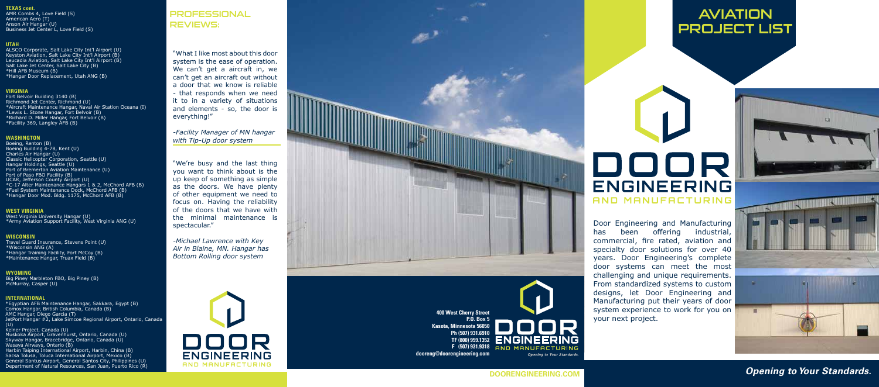**TEXAS cont.**
AMR Combs 4, Love Field (S)
American Aero (T)
Anson Air Hangar (U)
Business Jet Center L, Love Field (S)

**UTAH**
ALSCO Corporate, Salt Lake City Int'l Airport (U)
Keyston Aviation, Salt Lake City Int'l Airport (B)
Leucadia Aviation, Salt Lake City Int'l Airport (B)
Salt Lake Jet Center, Salt Lake City (B)
*Hill AFB Museum (B)
*Hangar Door Replacement, Utah ANG (B)

**VIRGINIA**
Fort Belvoir Building 3140 (B)
Richmond Jet Center, Richmond (U)
*Aircraft Maintenance Hangar, Naval Air Station Oceana (I)
*Lewis L. Stone Hangar, Fort Belvoir (B)
*Richard D. Miller Hangar, Fort Belvoir (B)
*Facility 369, Langley AFB (B)

**WASHINGTON**
Boeing, Renton (B)
Boeing Building 4-78, Kent (U)
Charles Air Hangar (U)
Classic Helicopter Corporation, Seattle (U)
Hangar Holdings, Seattle (U)
Port of Bremerton Aviation Maintenance (U)
Port of Paso FBO Facility (B)
UCAR, Jefferson County Airport (U)
*C-17 Alter Maintenance Hangars 1 & 2, McChord AFB (B)
*Fuel System Maintenance Dock, McChord AFB (B)
*Hangar Door Mod. Bldg. 1175, McChord AFB (B)

**WEST VIRGINIA**
West Virginia University Hangar (U)
*Army Aviation Support Facility, West Virginia ANG (U)

**WISCONSIN**
Travel Guard Insurance, Stevens Point (U)
*Wisconsin ANG (A)
*Hangar Training Facility, Fort McCoy (B)
*Maintenance Hangar, Truax Field (B)

**WYOMING**
Big Piney Marbleton FBO, Big Piney (B)
McMurray, Casper (U)

**INTERNATIONAL**
*Egyptian AFB Maintenance Hangar, Sakkara, Egypt (B)
Comox Hangar, British Columbia, Canada (B)
AMC Hangar, Diego Garcia (T)
JetPort Hangar #2, Lake Simcoe Regional Airport, Ontario, Canada (U)
Kelner Project, Canada (U)
Muskoka Airport, Gravenhurst, Ontario, Canada (U)
Skyway Hangar, Bracebridge, Ontario, Canada (U)
Wasaya Airways, Ontario (B)
Harbin Taiping International Airport, Harbin, China (B)
Sacsa Tolusa, Toluca International Airport, Mexico (B)
General Santos Airport, General Santos City, Philippines (U)
Department of Natural Resources, San Juan, Puerto Rico (R)

## PROFESSIONAL REVIEWS:

"What I like most about this door system is the ease of operation. We can't get a aircraft in, we can't get an aircraft out without a door that we know is reliable - that responds when we need it to in a variety of situations and elements - so, the door is everything!"

*-Facility Manager of MN hangar with Tip-Up door system*

"We're busy and the last thing you want to think about is the up keep of something as simple as the doors. We have plenty of other equipment we need to focus on. Having the reliability of the doors that we have with the minimal maintenance is spectacular."

*-Michael Lawrence with Key Air in Blaine, MN. Hangar has Bottom Rolling door system*

DOOR ENGINEERING AND MANUFACTURING

400 West Cherry Street
P.O. Box 5
Kasota, Minnesota 56050
Ph (507) 931.6910
TF (800) 959.1352
F (507) 931.9318
dooreng@dooreengineering.com

DOOR ENGINEERING AND MANUFACTURING
*Opening to Your Standards.*

DOORENGINEERING.COM

# AVIATION PROJECT LIST

DOOR ENGINEERING AND MANUFACTURING

Door Engineering and Manufacturing has been offering industrial, commercial, fire rated, aviation and specialty door solutions for over 40 years. Door Engineering's complete door systems can meet the most challenging and unique requirements. From standardized systems to custom designs, let Door Engineering and Manufacturing put their years of door system experience to work for you on your next project.

***Opening to Your Standards.***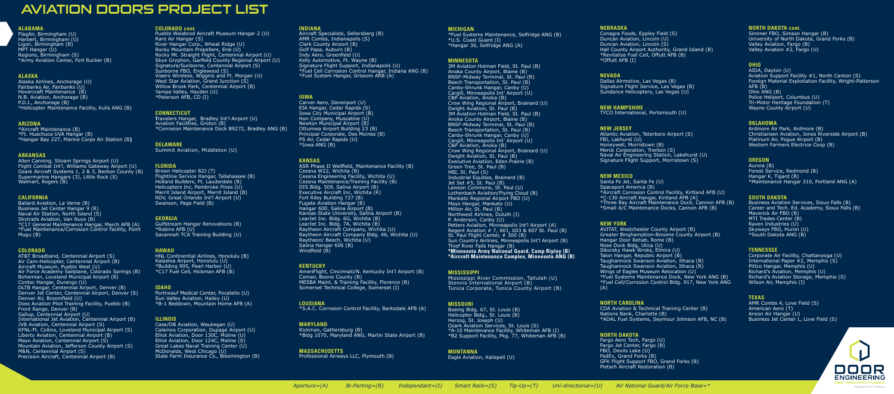# AVIATION DOORS PROJECT LIST

## ALABAMA
FlagAir, Birmingham (U)
Herbert, Birmingham (U)
Ligon, Birmingham (B)
MPT Hangar (U)
Regions, Birmingham (S)
*Army Aviation Center, Fort Rucker (B)

## ALASKA
Alaska Airlines, Anchorage (U)
Fairbanks Air, Fairbanks (U)
Hovercraft Maintenance (B)
N.B. Aviation, Anchorage (B)
P.D.I., Anchorage (B)
*Helicopter Maintenance Facility, Kulis ANG (B)

## ARIZONA
*Aircraft Maintenance (B)
*Ft. Huachuca UVA Hangar (B)
*Hangar Bay 227, Marine Corps Air Station (B)

## ARKANSAS
Allen Canning, Siloam Springs Airport (U)
Flight Combat Int'l, Williams Gateway Airport (U)
Ozark Aircraft Systems 1, 2 & 3, Benton County (B)
Supermarine Hangars (3), Little Rock (S)
Walmart, Rogers (B)

## CALIFORNIA
Ballard Aviation, La Verne (B)
Business Jet Center Hangar 9 (R)
Naval Air Station, North Island (S)
Skytrails Aviation, Van Nuys (B)
*C17 General Maintenance Hangar, March AFB (A)
*Fuel Maintenance/Corrosion Control Facility, Point Mugu (B)

## COLORADO
AT&T Broadband, Centennial Airport (S)
Air Cam-Helicopter, Centennial Airport (B)
Aircraft Museum, Pueblo West (U)
Air Force Academy Sailplane, Colorado Springs (B)
Bohemian, Loveland Municipal Airport (B)
Contec Hangar, Durango (U)
DLTB Hangar, Centennial Airport, Denver (B)
Denver Jet Center, Centennial Airport, Denver (S)
Denver Air, Broomfield (U)
Doss Aviation Pilot Training Facility, Pueblo (B)
Front Range, Denver (B)
Gallup, Centennial Airport (U)
International Jet Aviation, Centennial Airport (B)
JVB Aviation, Centennial Airport (S)
KFNL-Ft. Collins, Loveland Municipal Airport (S)
Liberty Aviation, Centennial Airport (B)
Mayo Aviation, Centennial Airport (S)
Mountain Aviation, Jefferson County Airport (S)
M&N, Centennial Airport (S)
Precision Aircraft, Centennial Airport (B)

## COLORADO cont.
Pueblo Weisbrod Aircraft Museum Hangar 2 (U)
Rare Air Hangar (S)
River Hangar Corp., Wheat Ridge (U)
Rocky Mountain Propellers, Erie (U)
Rocky Mt. Straight Flight, Centennial Airport (U)
Skye Gryphon, Garfield County Regional Airport (U)
Signature/Sunborne, Centennial Airport (S)
Sunborne FBO, Englewood (S)
Viaero Wireless, Wiggins and Ft. Morgan (U)
West Star Aviation, Grand Junction (S)
Willow Brook Park, Centennial Airport (B)
Yampa Valley, Hayden (U)
*Peterson AFB, CO (I)

## CONNECTICUT
Travelers Hangar, Bradley Int'l Airport (U)
Aviation Facilities, Groton (B)
*Corrosion Maintenance Dock B9272, Bradley ANG (B)

## DELAWARE
Summit Aviation, Middleton (U)

## FLORIDA
Brown Helicopter 82J (T)
Flightline Service Hangar, Tallahassee (B)
Holland Builders, Ft. Lauderdale (B)
Helicopters Inc, Pembroke Pines (U)
Merrit Island Airport, Merrit Island (B)
RDV, Great Orlando Int'l Airport (U)
Swanson, Page Field (B)

## GEORGIA
Gulfstream Hangar Renovations (B)
*Robins AFB (U)
Savannah TCA Training Building (U)

## HAWAII
HNL Continental Airlines, Honolulu (B)
Kalaeloa Airport, Honolulu (U)
*Building 995, Pearl Harbor (U)
*C17 Fuel Cell, Hickman AFB (B)

## IDAHO
Portneauf Medical Center, Pocatello (U)
Sun Valley Aviation, Hailey (U)
*B-1 Beddown, Mountain Home AFB (A)

## ILLINOIS
Case/DB Aviation, Waukegan (U)
Calamos Corporation, Dupage Airport (U)
Elliot Aviation, Door 130C, Moline (U)
Elliot Aviation, Door 124C, Moline (S)
Great Lakes Naval Training Center (U)
McDonalds, West Chicago (U)
State Farm Insurance Co., Bloomington (B)

## INDIANA
Aircraft Specialists, Sellersberg (B)
AMR Combs, Indianapolis (S)
Clark County Airport (B)
Golf Papa, Auburn (B)
Indy Aero, Greenfield (U)
Kelly Automotive, Ft. Wayne (B)
Signature Flight Support, Indianapolis (U)
*Fuel Cell Corrosion Control Hangar, Indiana ANG (B)
*Fuel System Hangar, Grissom ARB (A)

## IOWA
Carver Aero, Davenport (U)
EIA Hangar, Cedar Rapids (S)
Iowa City Municipal Airport (B)
Hon Company, Muscatine (U)
Newton Municipal Airport (B)
Ottumwa Airport Building 23 (B)
Principal Corporate, Des Moines (B)
PS Air, Cedar Rapids (U)
*Iowa ANG (B)

## KANSAS
ASR Phase II Wellfield, Maintenance Facility (B)
Cessna W22, Wichita (B)
Cessna Engineering Facility, Wichita (U)
Cessna Maintenance/Training Facility (B)
DIS Bldg. 509, Salina Airport (B)
Executive Aircraft Inc, Wichita (R)
Fort Riley Building 727 (B)
Fugate Aviation Hangar (B)
Hangar 600, Salina Airport (B)
Kansas State University, Salina Airport (B)
LearJet Inc. Bldg. 6G, Wichita (B)
LearJet Inc. Bldg. 7A, Wichita (B)
Raytheon Aircraft Company, Wichita (U)
Raytheon Aircraft Company Bldg. 46, Wichita (U)
Raytheon/ Beech, Wichita (U)
Salina Hangar 606 (B)
Windfield (B)

## KENTUCKY
AmeriFlight, Cincinnati/N. Kentucky Int'l Airport (B)
Comair, Boone County (B)
MESBA Maint. & Training Facility, Florence (B)
Somerset Technical College, Somerset (I)

## LOUSIANA
*S.A.C. Corrosion Control Facility, Barksdale AFB (A)

## MARYLAND
Rickman, Gathersburg (B)
*Bldg 1070, Maryland ANG, Martin State Airport (B)

## MASSACHUSETTS
Professional Airways LLC, Plymouth (B)

## MICHIGAN
*Fuel Systems Maintenance, Selfridge ANG (B)
*U.S. Coast Guard (I)
*Hangar 36, Selfridge ANG (A)

## MINNESOTA
3M Aviation Holman Field, St. Paul (B)
Anoka County Airport, Blaine (B)
BNSF-Midway Terminal, St. Paul (B)
Beech Transportation, St. Paul (B)
Canby-Shrunk Hangar, Canby (U)
Cargill, Minneapolis Int' Airport (U)
C&F Aviation, Anoka (B)
Crow Wing Regional Airport, Brainard (U)
Dwight Aviation, St. Paul (B)
3M Aviation Holman Field, St. Paul (B)
Anoka County Airport, Blaine (B)
BNSF-Midway Terminal, St. Paul (B)
Beech Transportation, St. Paul (B)
Canby-Shrunk Hangar, Canby (U)
Cargill, Minneapolis Int' Airport (U)
C&F Aviation, Anoka (B)
Crow Wing Regional Airport, Brainard (U)
Dwight Aviation, St. Paul (B)
Executive Aviation, Eden Prairie (B)
Green Tree, St. Paul (B)
HBI, St. Paul (S)
Industrial Equities, Brainerd (B)
Jet Set #5, St. Paul (B)
Lawson Commons, St. Paul (U)
Lothenbach Aviation/Flying Cloud (B)
Mankato Regional Airport FBO (U)
Mayo Hangar, Mankato (U)
Million Air, St. Paul (B)
Northwest Airlines, Duluth (I)
P. Anderson, Canby (U)
Petters Aviation, Minneapolis Int'l Airport (A)
Regent Aviation # 7, 601, 603 & 607 St. Paul (B)
St. Paul Flight Center, # 300 (B)
Sun Country Airlines, Minneapolis Int'l Airport (B)
Thief River Falls Hangar (B)
**\*Minnesota Army National Guard, Camp Ripley (B)**
**\*Aircraft Maintenance Complex, Minnesota ANG (B)**

## MISSISSIPPI
Mississippi River Commission, Tallulah (U)
Stennis International Airport (B)
Tunica Corporate, Tunica County Airport (B)

## MISSOURI
Boeing Bldg. 67, St. Louis (B)
Helicopter Bldg., St. Louis (B)
Herzog, St. Joseph (U)
Ozark Aviation Services, St. Louis (S)
*A-10 Maintenance Facility, Whiteman AFB (I)
*B2 Support Facility, Pkg. 77, Whiteman AFB (B)

## MONTANNA
Eagle Aviation, Kalispell (U)

## NEBRASKA
Conagra Foods, Eppley Field (S)
Duncan Aviation, Lincoln (U)
Duncan Aviation, Lincoln (S)
Hall County Airport Authority, Grand Island (B)
*Revitalize Fuel Cell, Offutt AFB (B)
*Offutt AFB (I)

## NEVADA
Dallas Airmotive, Las Vegas (B)
Signature Flight Service, Las Vegas (B)
Sundance Helicopters, Las Vegas (U)

## NEW HAMPSHIRE
TYCO International, Portsmouth (U)

## NEW JERSEY
Atlantic Aviation, Teterboro Airport (S)
FBI, Lakhurst (U)
Honeywell, Morristown (B)
Merck Corporation, Trenton (S)
Naval Air Engineering Station, Lakehurst (U)
Signature Flight Support, Morristown (S)

## NEW MEXICO
Santa Fe Jet, Santa Fe (U)
Spaceport America (B)
*Aircraft Corrosion Control Facility, Kirtland AFB (U)
*C-130 Aircraft Hangar, Kirtland AFB (A)
*Three Bay Aircraft Maintenance Dock, Cannon AFB (B)
*Small A/C Maintenance Docks, Cannon AFB (B)

## NEW YORK
AVITAT, Westchester County Airport (B)
Greater Binghampton-Broome County Airport (B)
Hangar Door Rehab, Rome (B)
Nose Dock Bldg, Utica (U)
Sikorsky Hawk Wroks, Elmira (U)
Talon Hangar, Republic Airport (B)
Taughannock Swanson Aviation, Ithaca (B)
Taughannock Swanson Aviation, Ithaca (R)
Wings of Eagles Museum Relocation (U)
*Fuel Systems Maintenance Dock, New York ANG (B)
*Fuel Cell/Corrosion Control Bldg. 917, New York ANG (A)

## NORTH CAROLINA
COA Aviation & Technical Training Center (B)
Nations Bank, Charlotte (B)
*ADAL Fuel Systems, Seymour Johnson AFB, NC (B)

## NORTH DAKOTA
Fargo Aero Tech, Fargo (U)
Fargo Jet Center, Fargo (B)
FBO, Devils Lake (U)
FedEx, Grand Forks (B)
GFK Flight Support FBO, Grand Forks (B)
Pietsch Aircraft Restoration (B)

## NORTH DAKOTA cont.
Simmer FBO, Simson Hangar (B)
University of North Dakota, Grand Forks (B)
Valley Aviation, Fargo (B)
Valley Aviation #2, Fargo (U)

## OHIO
AIDA, Dayton (U)
Aviation Support Facility #1, North Canton (S)
Foreign Material Exploitation Facility, Wright-Patterson AFB (B)
Ohio ANG (B)
Police Heliport, Columbus (U)
Tri-Motor Heritage Foundation (T)
Wayne County Airport (U)

## OKLAHOMA
Ardmore Air Park, Ardmore (B)
Christiansen Aviation, Jones Riverside Airport (B)
Platinum Air, Pogue Airport (B)
Western Farmers Electric Coop (B)

## OREGON
Aurora (B)
Forest Service, Redmond (B)
Hangar K, Tigard (B)
*Maintenance Hangar 310, Portland ANG (A)

## SOUTH DAKOTA
Business Aviation Services, Sioux Falls (B)
Career and Tech. Ed. Academy, Sioux Falls (B)
Maverick Air FBO (B)
MTI Trades Center (B)
Raven Industries (U)
Skyways FBO, Huron (U)
*South Dakota ANG (B)

## TENNESSEE
Corporate Air Facility, Chattanooga (U)
International Paper #2, Memphis (S)
Pittco Hangar, Memphis (U)
Richard's Aviation, Memphis (U)
Richard's Aviation Storage, Memphis (S)
Wilson Air, Memphis (I)

## TEXAS
AMR Combs 4, Love Field (S)
American Aero (T)
Anson Air Hangar (U)
Business Jet Center L, Love Field (S)

Aperture=(A) Bi-Parting=(B) Independant=(I) Smart Rails=(S) Tip-Up=(T) Uni-directional=(U) Air National Guard/Air Force Base=*